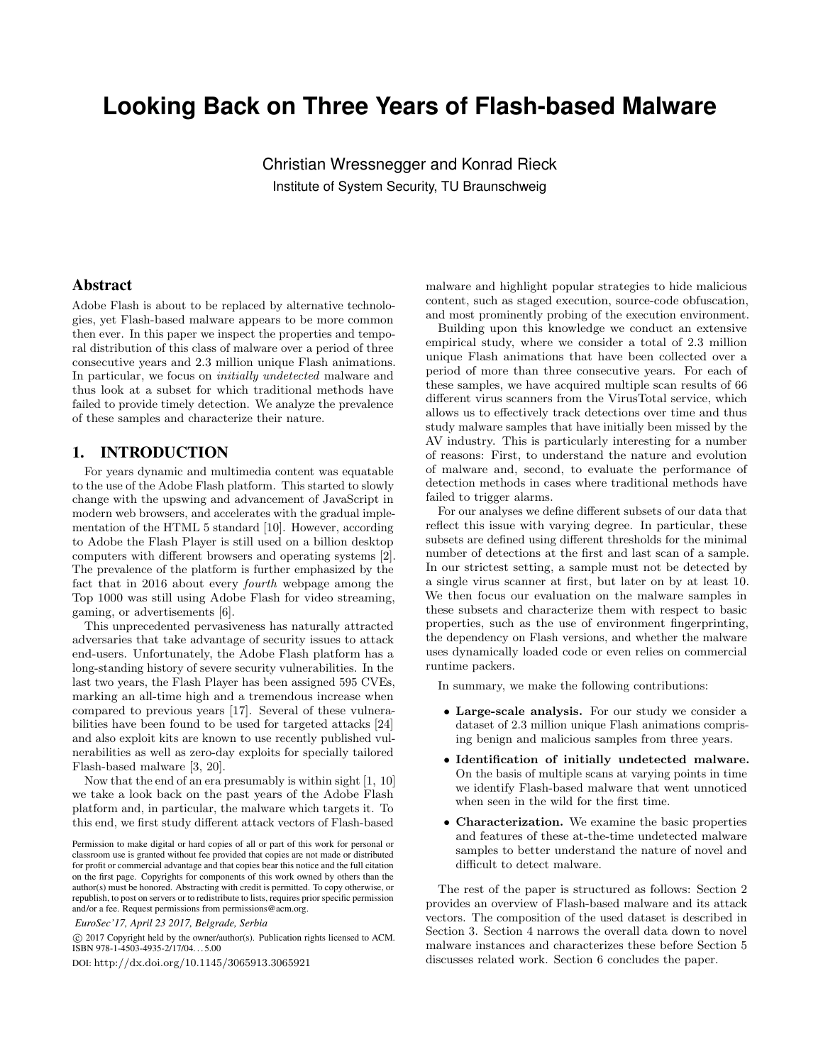# Looking Back on Three Years of Flash-based Malware

Christian Wressnegger and Konrad Rieck

Institute of System Security, TU Braunschweig

## Abstract

Adobe Flash is about to be replaced by alternative technologies, yet Flash-based malware appears to be more common then ever. In this paper we inspect the properties and temporal distribution of this class of malware over a period of three consecutive years and 2.3 million unique Flash animations. In particular, we focus on *initially undetected* malware and thus look at a subset for which traditional methods have failed to provide timely detection. We analyze the prevalence of these samples and characterize their nature.

## 1. INTRODUCTION

For years dynamic and multimedia content was equatable to the use of the Adobe Flash platform. This started to slowly change with the upswing and advancement of JavaScript in modern web browsers, and accelerates with the gradual implementation of the HTML 5 standard [10]. However, according to Adobe the Flash Player is still used on a billion desktop computers with different browsers and operating systems [2]. The prevalence of the platform is further emphasized by the fact that in 2016 about every *fourth* webpage among the Top 1000 was still using Adobe Flash for video streaming, gaming, or advertisements [6].

This unprecedented pervasiveness has naturally attracted adversaries that take advantage of security issues to attack end-users. Unfortunately, the Adobe Flash platform has a long-standing history of severe security vulnerabilities. In the last two years, the Flash Player has been assigned 595 CVEs, marking an all-time high and a tremendous increase when compared to previous years [17]. Several of these vulnerabilities have been found to be used for targeted attacks [24] and also exploit kits are known to use recently published vulnerabilities as well as zero-day exploits for specially tailored Flash-based malware [3, 20].

Now that the end of an era presumably is within sight [1, 10] we take a look back on the past years of the Adobe Flash platform and, in particular, the malware which targets it. To this end, we first study different attack vectors of Flash-based malware and highlight popular strategies to hide malicious content, such as staged execution, source-code obfuscation, and most prominently probing of the execution environment.

Building upon this knowledge we conduct an extensive empirical study, where we consider a total of 2.3 million unique Flash animations that have been collected over a period of more than three consecutive years. For each of these samples, we have acquired multiple scan results of 66 different virus scanners from the VirusTotal service, which allows us to effectively track detections over time and thus study malware samples that have initially been missed by the AV industry. This is particularly interesting for a number of reasons: First, to understand the nature and evolution of malware and, second, to evaluate the performance of detection methods in cases where traditional methods have failed to trigger alarms.

For our analyses we define different subsets of our data that reflect this issue with varying degree. In particular, these subsets are defined using different thresholds for the minimal number of detections at the first and last scan of a sample. In our strictest setting, a sample must not be detected by a single virus scanner at first, but later on by at least 10. We then focus our evaluation on the malware samples in these subsets and characterize them with respect to basic properties, such as the use of environment fingerprinting, the dependency on Flash versions, and whether the malware uses dynamically loaded code or even relies on commercial runtime packers.

In summary, we make the following contributions:

- **Large-scale analysis.** For our study we consider a dataset of 2.3 million unique Flash animations comprising benign and malicious samples from three years.
- **Identification of initially undetected malware.** On the basis of multiple scans at varying points in time we identify Flash-based malware that went unnoticed when seen in the wild for the first time.
- **Characterization.** We examine the basic properties and features of these at-the-time undetected malware samples to better understand the nature of novel and difficult to detect malware.

The rest of the paper is structured as follows: Section 2 provides an overview of Flash-based malware and its attack vectors. The composition of the used dataset is described in Section 3. Section 4 narrows the overall data down to novel malware instances and characterizes these before Section 5 discusses related work. Section 6 concludes the paper.

Permission to make digital or hard copies of all or part of this work for personal or classroom use is granted without fee provided that copies are not made or distributed for profit or commercial advantage and that copies bear this notice and the full citation on the first page. Copyrights for components of this work owned by others than the author(s) must be honored. Abstracting with credit is permitted. To copy otherwise, or republish, to post on servers or to redistribute to lists, requires prior specific permission and/or a fee. Request permissions from permissions@acm.org.

*EuroSec'17, April 23 2017, Belgrade, Serbia*

© 2017 Copyright held by the owner/author(s). Publication rights licensed to ACM. ISBN 978-1-4503-4935-2/17/04…5.00

DOI: http://dx.doi.org/10.1145/3065913.3065921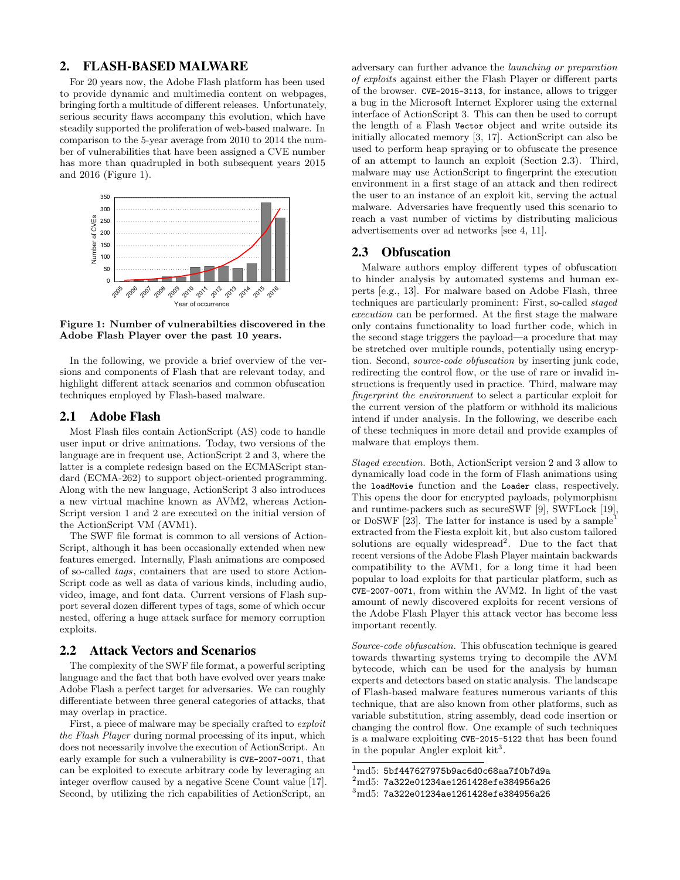## 2. FLASH-BASED MALWARE

For 20 years now, the Adobe Flash platform has been used to provide dynamic and multimedia content on webpages, bringing forth a multitude of different releases. Unfortunately, serious security flaws accompany this evolution, which have steadily supported the proliferation of web-based malware. In comparison to the 5-year average from 2010 to 2014 the number of vulnerabilities that have been assigned a CVE number has more than quadrupled in both subsequent years 2015 and 2016 (Figure 1).

**Figure 1: Number of vulnerabilties discovered in the Adobe Flash Player over the past 10 years.**

In the following, we provide a brief overview of the versions and components of Flash that are relevant today, and highlight different attack scenarios and common obfuscation techniques employed by Flash-based malware.

### 2.1 Adobe Flash

Most Flash files contain ActionScript (AS) code to handle user input or drive animations. Today, two versions of the language are in frequent use, ActionScript 2 and 3, where the latter is a complete redesign based on the ECMAScript standard (ECMA-262) to support object-oriented programming. Along with the new language, ActionScript 3 also introduces a new virtual machine known as AVM2, whereas ActionScript version 1 and 2 are executed on the initial version of the ActionScript VM (AVM1).

The SWF file format is common to all versions of ActionScript, although it has been occasionally extended when new features emerged. Internally, Flash animations are composed of so-called *tags*, containers that are used to store ActionScript code as well as data of various kinds, including audio, video, image, and font data. Current versions of Flash support several dozen different types of tags, some of which occur nested, offering a huge attack surface for memory corruption exploits.

### 2.2 Attack Vectors and Scenarios

The complexity of the SWF file format, a powerful scripting language and the fact that both have evolved over years make Adobe Flash a perfect target for adversaries. We can roughly differentiate between three general categories of attacks, that may overlap in practice.

First, a piece of malware may be specially crafted to *exploit the Flash Player* during normal processing of its input, which does not necessarily involve the execution of ActionScript. An early example for such a vulnerability is `CVE-2007-0071`, that can be exploited to execute arbitrary code by leveraging an integer overflow caused by a negative Scene Count value [17]. Second, by utilizing the rich capabilities of ActionScript, an adversary can further advance the *launching or preparation of exploits* against either the Flash Player or different parts of the browser. `CVE-2015-3113`, for instance, allows to trigger a bug in the Microsoft Internet Explorer using the external interface of ActionScript 3. This can then be used to corrupt the length of a Flash `Vector` object and write outside its initially allocated memory [3, 17]. ActionScript can also be used to perform heap spraying or to obfuscate the presence of an attempt to launch an exploit (Section 2.3). Third, malware may use ActionScript to fingerprint the execution environment in a first stage of an attack and then redirect the user to an instance of an exploit kit, serving the actual malware. Adversaries have frequently used this scenario to reach a vast number of victims by distributing malicious advertisements over ad networks [see 4, 11].

### 2.3 Obfuscation

Malware authors employ different types of obfuscation to hinder analysis by automated systems and human experts [e.g., 13]. For malware based on Adobe Flash, three techniques are particularly prominent: First, so-called *staged execution* can be performed. At the first stage the malware only contains functionality to load further code, which in the second stage triggers the payload—a procedure that may be stretched over multiple rounds, potentially using encryption. Second, *source-code obfuscation* by inserting junk code, redirecting the control flow, or the use of rare or invalid instructions is frequently used in practice. Third, malware may *fingerprint the environment* to select a particular exploit for the current version of the platform or withhold its malicious intend if under analysis. In the following, we describe each of these techniques in more detail and provide examples of malware that employs them.

*Staged execution.* Both, ActionScript version 2 and 3 allow to dynamically load code in the form of Flash animations using the `loadMovie` function and the `Loader` class, respectively. This opens the door for encrypted payloads, polymorphism and runtime-packers such as secureSWF [9], SWFLock [19], or DoSWF [23]. The latter for instance is used by a sample[1] extracted from the Fiesta exploit kit, but also custom tailored solutions are equally widespread[2]. Due to the fact that recent versions of the Adobe Flash Player maintain backwards compatibility to the AVM1, for a long time it had been popular to load exploits for that particular platform, such as `CVE-2007-0071`, from within the AVM2. In light of the vast amount of newly discovered exploits for recent versions of the Adobe Flash Player this attack vector has become less important recently.

*Source-code obfuscation.* This obfuscation technique is geared towards thwarting systems trying to decompile the AVM bytecode, which can be used for the analysis by human experts and detectors based on static analysis. The landscape of Flash-based malware features numerous variants of this technique, that are also known from other platforms, such as variable substitution, string assembly, dead code insertion or changing the control flow. One example of such techniques is a malware exploiting `CVE-2015-5122` that has been found in the popular Angler exploit kit[3].

[1] md5: `5bf447627975b9ac6d0c68aa7f0b7d9a`
[2] md5: `7a322e01234ae1261428efe384956a26`
[3] md5: `7a322e01234ae1261428efe384956a26`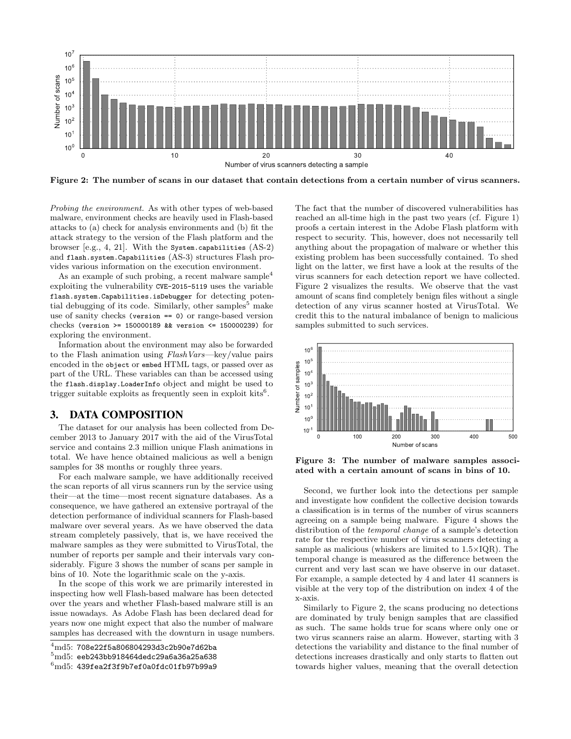Figure 2: The number of scans in our dataset that contain detections from a certain number of virus scanners.

*Probing the environment.* As with other types of web-based malware, environment checks are heavily used in Flash-based attacks to (a) check for analysis environments and (b) fit the attack strategy to the version of the Flash platform and the browser [e.g., 4, 21]. With the `System.capabilities` (AS-2) and `flash.system.Capabilities` (AS-3) structures Flash provides various information on the execution environment.

As an example of such probing, a recent malware sample[4] exploiting the vulnerability `CVE-2015-5119` uses the variable `flash.system.Capabilities.isDebugger` for detecting potential debugging of its code. Similarly, other samples[5] make use of sanity checks (`version == 0`) or range-based version checks (`version >= 150000189 && version <= 150000239`) for exploring the environment.

Information about the environment may also be forwarded to the Flash animation using *FlashVars*—key/value pairs encoded in the `object` or `embed` HTML tags, or passed over as part of the URL. These variables can than be accessed using the `flash.display.LoaderInfo` object and might be used to trigger suitable exploits as frequently seen in exploit kits[6].

## 3. DATA COMPOSITION

The dataset for our analysis has been collected from December 2013 to January 2017 with the aid of the VirusTotal service and contains 2.3 million unique Flash animations in total. We have hence obtained malicious as well a benign samples for 38 months or roughly three years.

For each malware sample, we have additionally received the scan reports of all virus scanners run by the service using their—at the time—most recent signature databases. As a consequence, we have gathered an extensive portrayal of the detection performance of individual scanners for Flash-based malware over several years. As we have observed the data stream completely passively, that is, we have received the malware samples as they were submitted to VirusTotal, the number of reports per sample and their intervals vary considerably. Figure 3 shows the number of scans per sample in bins of 10. Note the logarithmic scale on the y-axis.

In the scope of this work we are primarily interested in inspecting how well Flash-based malware has been detected over the years and whether Flash-based malware still is an issue nowadays. As Adobe Flash has been declared dead for years now one might expect that also the number of malware samples has decreased with the downturn in usage numbers. The fact that the number of discovered vulnerabilities has reached an all-time high in the past two years (cf. Figure 1) proofs a certain interest in the Adobe Flash platform with respect to security. This, however, does not necessarily tell anything about the propagation of malware or whether this existing problem has been successfully contained. To shed light on the latter, we first have a look at the results of the virus scanners for each detection report we have collected. Figure 2 visualizes the results. We observe that the vast amount of scans find completely benign files without a single detection of any virus scanner hosted at VirusTotal. We credit this to the natural imbalance of benign to malicious samples submitted to such services.

Figure 3: The number of malware samples associated with a certain amount of scans in bins of 10.

Second, we further look into the detections per sample and investigate how confident the collective decision towards a classification is in terms of the number of virus scanners agreeing on a sample being malware. Figure 4 shows the distribution of the *temporal change* of a sample's detection rate for the respective number of virus scanners detecting a sample as malicious (whiskers are limited to 1.5×IQR). The temporal change is measured as the difference between the current and very last scan we have observe in our dataset. For example, a sample detected by 4 and later 41 scanners is visible at the very top of the distribution on index 4 of the x-axis.

Similarly to Figure 2, the scans producing no detections are dominated by truly benign samples that are classified as such. The same holds true for scans where only one or two virus scanners raise an alarm. However, starting with 3 detections the variability and distance to the final number of detections increases drastically and only starts to flatten out towards higher values, meaning that the overall detection

[4] md5: `708e22f5a806804293d3c2b90e7d62ba`

[5] md5: `eeb243bb918464dedc29a6a36a25a638`

[6] md5: `439fea2f3f9b7ef0a0fdc01fb97b99a9`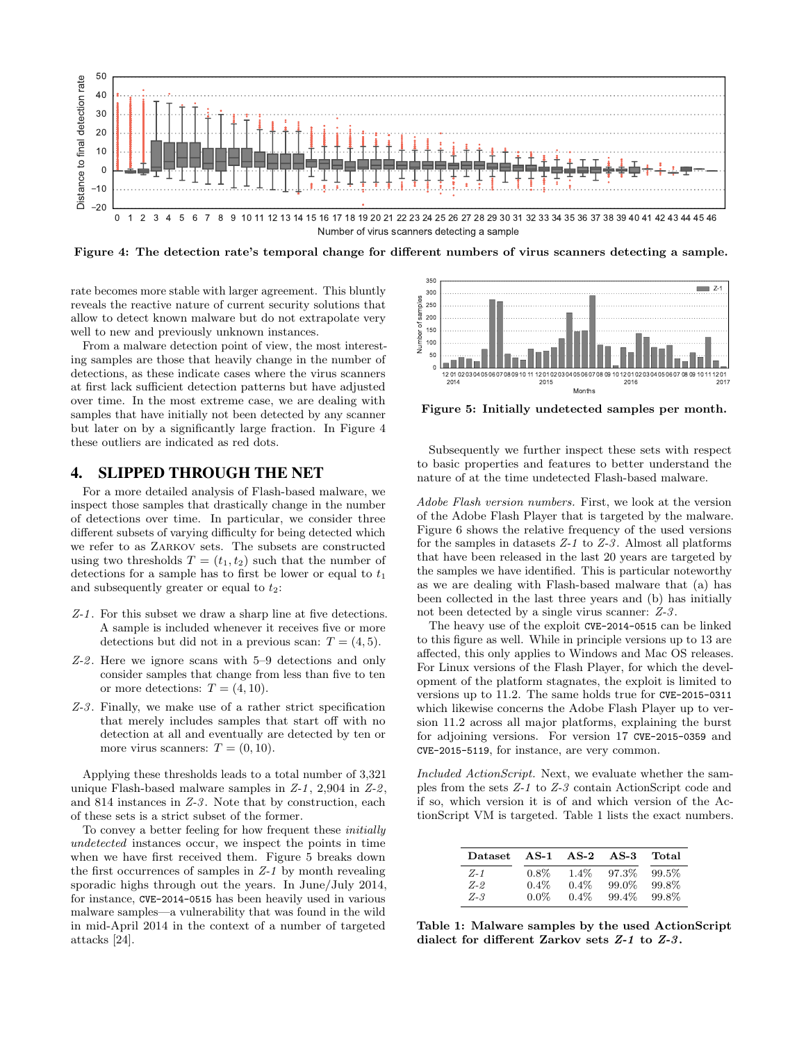Figure 4: The detection rate's temporal change for different numbers of virus scanners detecting a sample.

rate becomes more stable with larger agreement. This bluntly reveals the reactive nature of current security solutions that allow to detect known malware but do not extrapolate very well to new and previously unknown instances.

From a malware detection point of view, the most interesting samples are those that heavily change in the number of detections, as these indicate cases where the virus scanners at first lack sufficient detection patterns but have adjusted over time. In the most extreme case, we are dealing with samples that have initially not been detected by any scanner but later on by a significantly large fraction. In Figure 4 these outliers are indicated as red dots.

## 4. SLIPPED THROUGH THE NET

For a more detailed analysis of Flash-based malware, we inspect those samples that drastically change in the number of detections over time. In particular, we consider three different subsets of varying difficulty for being detected which we refer to as ZARKOV sets. The subsets are constructed using two thresholds $T = (t_1, t_2)$ such that the number of detections for a sample has to first be lower or equal to $t_1$ and subsequently greater or equal to $t_2$:

- *Z-1*. For this subset we draw a sharp line at five detections. A sample is included whenever it receives five or more detections but did not in a previous scan: $T = (4, 5)$.
- *Z-2*. Here we ignore scans with 5–9 detections and only consider samples that change from less than five to ten or more detections: $T = (4, 10)$.
- *Z-3*. Finally, we make use of a rather strict specification that merely includes samples that start off with no detection at all and eventually are detected by ten or more virus scanners: $T = (0, 10)$.

Applying these thresholds leads to a total number of 3,321 unique Flash-based malware samples in *Z-1*, 2,904 in *Z-2*, and 814 instances in *Z-3*. Note that by construction, each of these sets is a strict subset of the former.

To convey a better feeling for how frequent these *initially undetected* instances occur, we inspect the points in time when we have first received them. Figure 5 breaks down the first occurrences of samples in *Z-1* by month revealing sporadic highs throughout the years. In June/July 2014, for instance, `CVE-2014-0515` has been heavily used in various malware samples—a vulnerability that was found in the wild in mid-April 2014 in the context of a number of targeted attacks [24].

Figure 5: Initially undetected samples per month.

Subsequently we further inspect these sets with respect to basic properties and features to better understand the nature of at the time undetected Flash-based malware.

*Adobe Flash version numbers.* First, we look at the version of the Adobe Flash Player that is targeted by the malware. Figure 6 shows the relative frequency of the used versions for the samples in datasets *Z-1* to *Z-3*. Almost all platforms that have been released in the last 20 years are targeted by the samples we have identified. This is particular noteworthy as we are dealing with Flash-based malware that (a) has been collected in the last three years and (b) has initially not been detected by a single virus scanner: *Z-3*.

The heavy use of the exploit `CVE-2014-0515` can be linked to this figure as well. While in principle versions up to 13 are affected, this only applies to Windows and Mac OS releases. For Linux versions of the Flash Player, for which the development of the platform stagnates, the exploit is limited to versions up to 11.2. The same holds true for `CVE-2015-0311` which likewise concerns the Adobe Flash Player up to version 11.2 across all major platforms, explaining the burst for adjoining versions. For version 17 `CVE-2015-0359` and `CVE-2015-5119`, for instance, are very common.

*Included ActionScript.* Next, we evaluate whether the samples from the sets *Z-1* to *Z-3* contain ActionScript code and if so, which version it is of and which version of the ActionScript VM is targeted. Table 1 lists the exact numbers.

| Dataset | AS-1 | AS-2 | AS-3 | Total |
|---|---|---|---|---|
| *Z-1* | 0.8% | 1.4% | 97.3% | 99.5% |
| *Z-2* | 0.4% | 0.4% | 99.0% | 99.8% |
| *Z-3* | 0.0% | 0.4% | 99.4% | 99.8% |

**Table 1: Malware samples by the used ActionScript dialect for different Zarkov sets *Z-1* to *Z-3*.**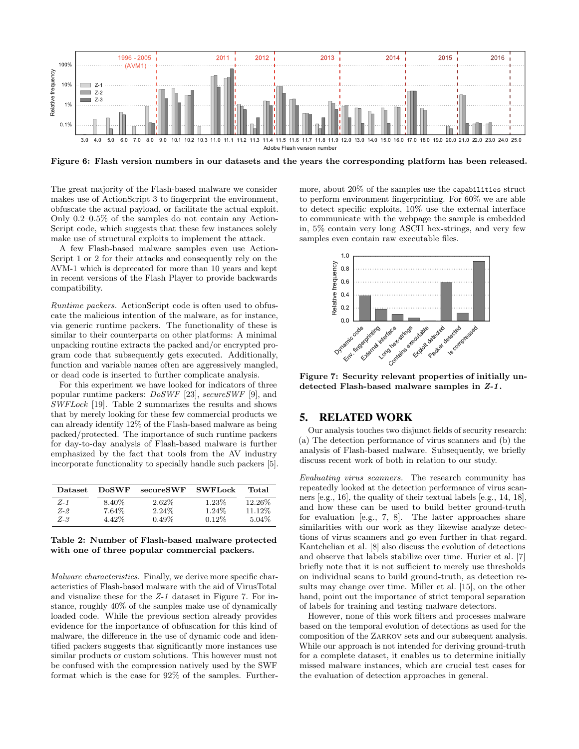Figure 6: **Flash version numbers in our datasets and the years the corresponding platform has been released.**

The great majority of the Flash-based malware we consider makes use of ActionScript 3 to fingerprint the environment, obfuscate the actual payload, or facilitate the actual exploit. Only 0.2–0.5% of the samples do not contain any ActionScript code, which suggests that these few instances solely make use of structural exploits to implement the attack.

A few Flash-based malware samples even use ActionScript 1 or 2 for their attacks and consequently rely on the AVM-1 which is deprecated for more than 10 years and kept in recent versions of the Flash Player to provide backwards compatibility.

*Runtime packers.* ActionScript code is often used to obfuscate the malicious intention of the malware, as for instance, via generic runtime packers. The functionality of these is similar to their counterparts on other platforms: A minimal unpacking routine extracts the packed and/or encrypted program code that subsequently gets executed. Additionally, function and variable names often are aggressively mangled, or dead code is inserted to further complicate analysis.

For this experiment we have looked for indicators of three popular runtime packers: *DoSWF* [23], *secureSWF* [9], and *SWFLock* [19]. Table 2 summarizes the results and shows that by merely looking for these few commercial products we can already identify 12% of the Flash-based malware as being packed/protected. The importance of such runtime packers for day-to-day analysis of Flash-based malware is further emphasized by the fact that tools from the AV industry incorporate functionality to specially handle such packers [5].

| Dataset | DoSWF | secureSWF | SWFLock | Total |
|---|---|---|---|---|
| *Z-1* | 8.40% | 2.62% | 1.23% | 12.26% |
| *Z-2* | 7.64% | 2.24% | 1.24% | 11.12% |
| *Z-3* | 4.42% | 0.49% | 0.12% | 5.04% |

**Table 2: Number of Flash-based malware protected with one of three popular commercial packers.**

*Malware characteristics.* Finally, we derive more specific characteristics of Flash-based malware with the aid of VirusTotal and visualize these for the *Z-1* dataset in Figure 7. For instance, roughly 40% of the samples make use of dynamically loaded code. While the previous section already provides evidence for the importance of obfuscation for this kind of malware, the difference in the use of dynamic code and identified packers suggests that significantly more instances use similar products or custom solutions. This however must not be confused with the compression natively used by the SWF format which is the case for 92% of the samples. Furthermore, about 20% of the samples use the `capabilities` struct to perform environment fingerprinting. For 60% we are able to detect specific exploits, 10% use the external interface to communicate with the webpage the sample is embedded in, 5% contain very long ASCII hex-strings, and very few samples even contain raw executable files.

**Figure 7: Security relevant properties of initially undetected Flash-based malware samples in *Z-1*.**

## 5. RELATED WORK

Our analysis touches two disjunct fields of security research: (a) The detection performance of virus scanners and (b) the analysis of Flash-based malware. Subsequently, we briefly discuss recent work of both in relation to our study.

*Evaluating virus scanners.* The research community has repeatedly looked at the detection performance of virus scanners [e.g., 16], the quality of their textual labels [e.g., 14, 18], and how these can be used to build better ground-truth for evaluation [e.g., 7, 8]. The latter approaches share similarities with our work as they likewise analyze detections of virus scanners and go even further in that regard. Kantchelian et al. [8] also discuss the evolution of detections and observe that labels stabilize over time. Hurier et al. [7] briefly note that it is not sufficient to merely use thresholds on individual scans to build ground-truth, as detection results may change over time. Miller et al. [15], on the other hand, point out the importance of strict temporal separation of labels for training and testing malware detectors.

However, none of this work filters and processes malware based on the temporal evolution of detections as used for the composition of the Zarkov sets and our subsequent analysis. While our approach is not intended for deriving ground-truth for a complete dataset, it enables us to determine initially missed malware instances, which are crucial test cases for the evaluation of detection approaches in general.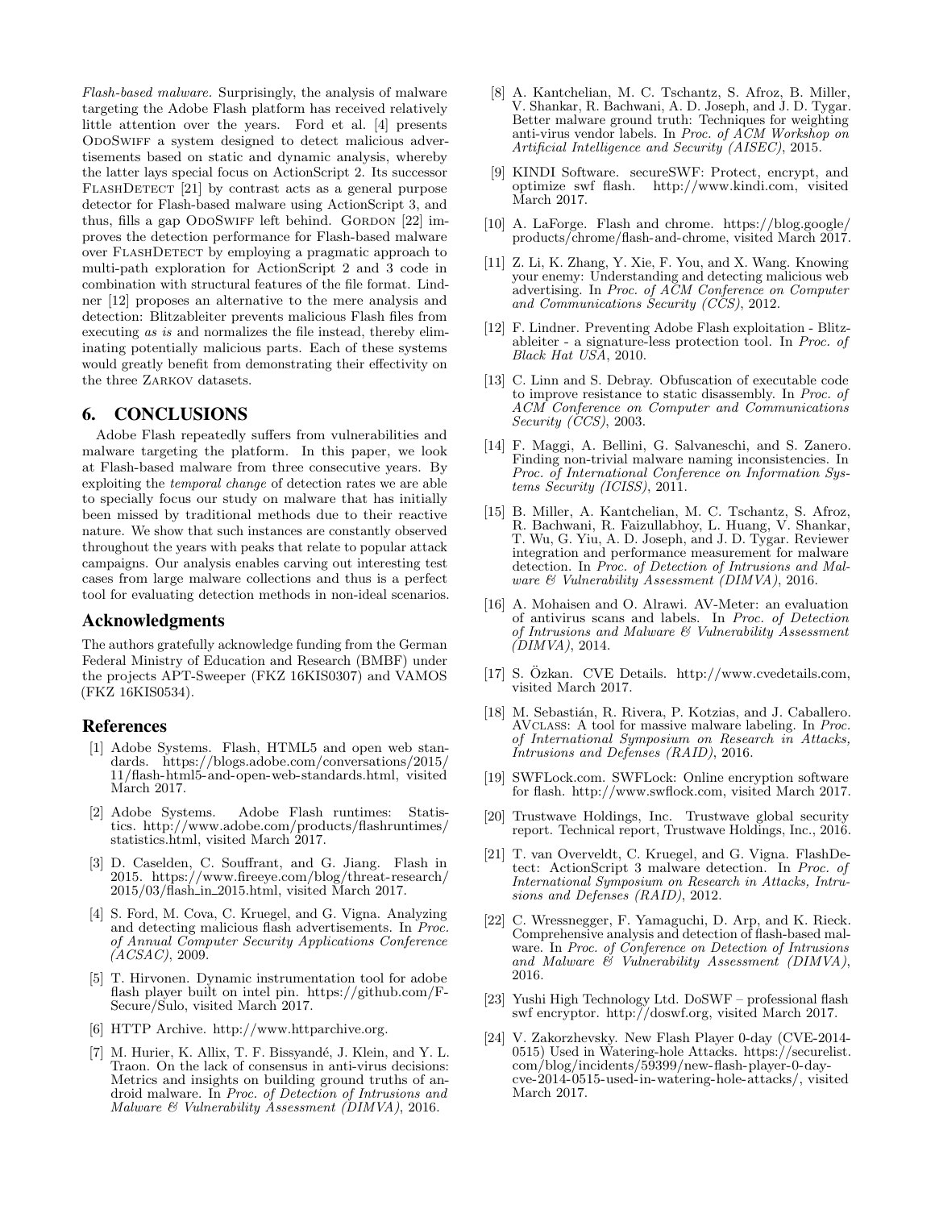*Flash-based malware.* Surprisingly, the analysis of malware targeting the Adobe Flash platform has received relatively little attention over the years. Ford et al. [4] presents OdoSwiff a system designed to detect malicious advertisements based on static and dynamic analysis, whereby the latter lays special focus on ActionScript 2. Its successor FlashDetect [21] by contrast acts as a general purpose detector for Flash-based malware using ActionScript 3, and thus, fills a gap OdoSwiff left behind. Gordon [22] improves the detection performance for Flash-based malware over FlashDetect by employing a pragmatic approach to multi-path exploration for ActionScript 2 and 3 code in combination with structural features of the file format. Lindner [12] proposes an alternative to the mere analysis and detection: Blitzableiter prevents malicious Flash files from executing *as is* and normalizes the file instead, thereby eliminating potentially malicious parts. Each of these systems would greatly benefit from demonstrating their effectivity on the three Zarkov datasets.

## 6. CONCLUSIONS

Adobe Flash repeatedly suffers from vulnerabilities and malware targeting the platform. In this paper, we look at Flash-based malware from three consecutive years. By exploiting the *temporal change* of detection rates we are able to specially focus our study on malware that has initially been missed by traditional methods due to their reactive nature. We show that such instances are constantly observed throughout the years with peaks that relate to popular attack campaigns. Our analysis enables carving out interesting test cases from large malware collections and thus is a perfect tool for evaluating detection methods in non-ideal scenarios.

## Acknowledgments

The authors gratefully acknowledge funding from the German Federal Ministry of Education and Research (BMBF) under the projects APT-Sweeper (FKZ 16KIS0307) and VAMOS (FKZ 16KIS0534).

## References

[1] Adobe Systems. Flash, HTML5 and open web standards. https://blogs.adobe.com/conversations/2015/11/flash-html5-and-open-web-standards.html, visited March 2017.

[2] Adobe Systems. Adobe Flash runtimes: Statistics. http://www.adobe.com/products/flashruntimes/statistics.html, visited March 2017.

[3] D. Caselden, C. Souffrant, and G. Jiang. Flash in 2015. https://www.fireeye.com/blog/threat-research/2015/03/flash_in_2015.html, visited March 2017.

[4] S. Ford, M. Cova, C. Kruegel, and G. Vigna. Analyzing and detecting malicious flash advertisements. In *Proc. of Annual Computer Security Applications Conference (ACSAC)*, 2009.

[5] T. Hirvonen. Dynamic instrumentation tool for adobe flash player built on intel pin. https://github.com/F-Secure/Sulo, visited March 2017.

[6] HTTP Archive. http://www.httparchive.org.

[7] M. Hurier, K. Allix, T. F. Bissyandé, J. Klein, and Y. L. Traon. On the lack of consensus in anti-virus decisions: Metrics and insights on building ground truths of android malware. In *Proc. of Detection of Intrusions and Malware & Vulnerability Assessment (DIMVA)*, 2016.

[8] A. Kantchelian, M. C. Tschantz, S. Afroz, B. Miller, V. Shankar, R. Bachwani, A. D. Joseph, and J. D. Tygar. Better malware ground truth: Techniques for weighting anti-virus vendor labels. In *Proc. of ACM Workshop on Artificial Intelligence and Security (AISEC)*, 2015.

[9] KINDI Software. secureSWF: Protect, encrypt, and optimize swf flash. http://www.kindi.com, visited March 2017.

[10] A. LaForge. Flash and chrome. https://blog.google/products/chrome/flash-and-chrome, visited March 2017.

[11] Z. Li, K. Zhang, Y. Xie, F. You, and X. Wang. Knowing your enemy: Understanding and detecting malicious web advertising. In *Proc. of ACM Conference on Computer and Communications Security (CCS)*, 2012.

[12] F. Lindner. Preventing Adobe Flash exploitation - Blitzableiter - a signature-less protection tool. In *Proc. of Black Hat USA*, 2010.

[13] C. Linn and S. Debray. Obfuscation of executable code to improve resistance to static disassembly. In *Proc. of ACM Conference on Computer and Communications Security (CCS)*, 2003.

[14] F. Maggi, A. Bellini, G. Salvaneschi, and S. Zanero. Finding non-trivial malware naming inconsistencies. In *Proc. of International Conference on Information Systems Security (ICISS)*, 2011.

[15] B. Miller, A. Kantchelian, M. C. Tschantz, S. Afroz, R. Bachwani, R. Faizullabhoy, L. Huang, V. Shankar, T. Wu, G. Yiu, A. D. Joseph, and J. D. Tygar. Reviewer integration and performance measurement for malware detection. In *Proc. of Detection of Intrusions and Malware & Vulnerability Assessment (DIMVA)*, 2016.

[16] A. Mohaisen and O. Alrawi. AV-Meter: an evaluation of antivirus scans and labels. In *Proc. of Detection of Intrusions and Malware & Vulnerability Assessment (DIMVA)*, 2014.

[17] S. Özkan. CVE Details. http://www.cvedetails.com, visited March 2017.

[18] M. Sebastián, R. Rivera, P. Kotzias, and J. Caballero. AVclass: A tool for massive malware labeling. In *Proc. of International Symposium on Research in Attacks, Intrusions and Defenses (RAID)*, 2016.

[19] SWFLock.com. SWFLock: Online encryption software for flash. http://www.swflock.com, visited March 2017.

[20] Trustwave Holdings, Inc. Trustwave global security report. Technical report, Trustwave Holdings, Inc., 2016.

[21] T. van Overveldt, C. Kruegel, and G. Vigna. FlashDetect: ActionScript 3 malware detection. In *Proc. of International Symposium on Research in Attacks, Intrusions and Defenses (RAID)*, 2012.

[22] C. Wressnegger, F. Yamaguchi, D. Arp, and K. Rieck. Comprehensive analysis and detection of flash-based malware. In *Proc. of Conference on Detection of Intrusions and Malware & Vulnerability Assessment (DIMVA)*, 2016.

[23] Yushi High Technology Ltd. DoSWF – professional flash swf encryptor. http://doswf.org, visited March 2017.

[24] V. Zakorzhevsky. New Flash Player 0-day (CVE-2014-0515) Used in Watering-hole Attacks. https://securelist.com/blog/incidents/59399/new-flash-player-0-day-cve-2014-0515-used-in-watering-hole-attacks/, visited March 2017.